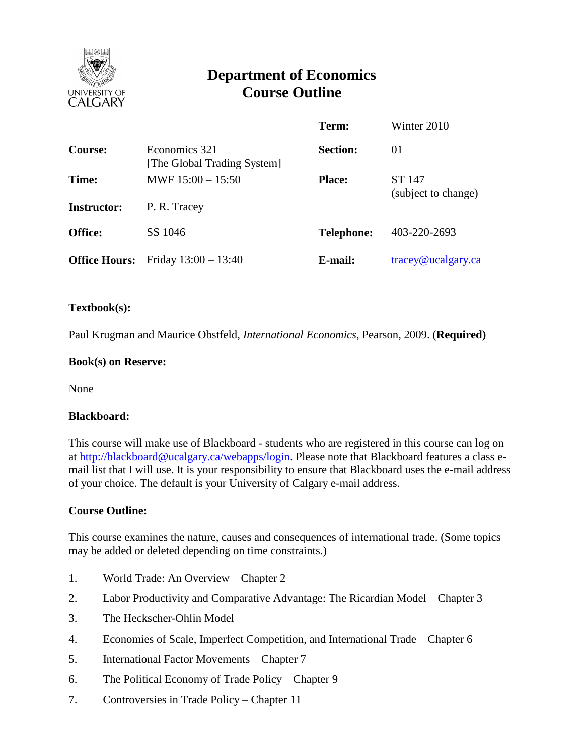# Department of Economics
# Course Outline

| | | | |
|---|---|---|---|
| | | **Term:** | Winter 2010 |
| **Course:** | Economics 321 [The Global Trading System] | **Section:** | 01 |
| **Time:** | MWF 15:00 – 15:50 | **Place:** | ST 147 (subject to change) |
| **Instructor:** | P. R. Tracey | | |
| **Office:** | SS 1046 | **Telephone:** | 403-220-2693 |
| **Office Hours:** | Friday 13:00 – 13:40 | **E-mail:** | tracey@ucalgary.ca |

**Textbook(s):**

Paul Krugman and Maurice Obstfeld, *International Economics*, Pearson, 2009. (**Required)**

**Book(s) on Reserve:**

None

**Blackboard:**

This course will make use of Blackboard - students who are registered in this course can log on at http://blackboard@ucalgary.ca/webapps/login. Please note that Blackboard features a class e-mail list that I will use. It is your responsibility to ensure that Blackboard uses the e-mail address of your choice. The default is your University of Calgary e-mail address.

**Course Outline:**

This course examines the nature, causes and consequences of international trade. (Some topics may be added or deleted depending on time constraints.)

1. World Trade: An Overview – Chapter 2
2. Labor Productivity and Comparative Advantage: The Ricardian Model – Chapter 3
3. The Heckscher-Ohlin Model
4. Economies of Scale, Imperfect Competition, and International Trade – Chapter 6
5. International Factor Movements – Chapter 7
6. The Political Economy of Trade Policy – Chapter 9
7. Controversies in Trade Policy – Chapter 11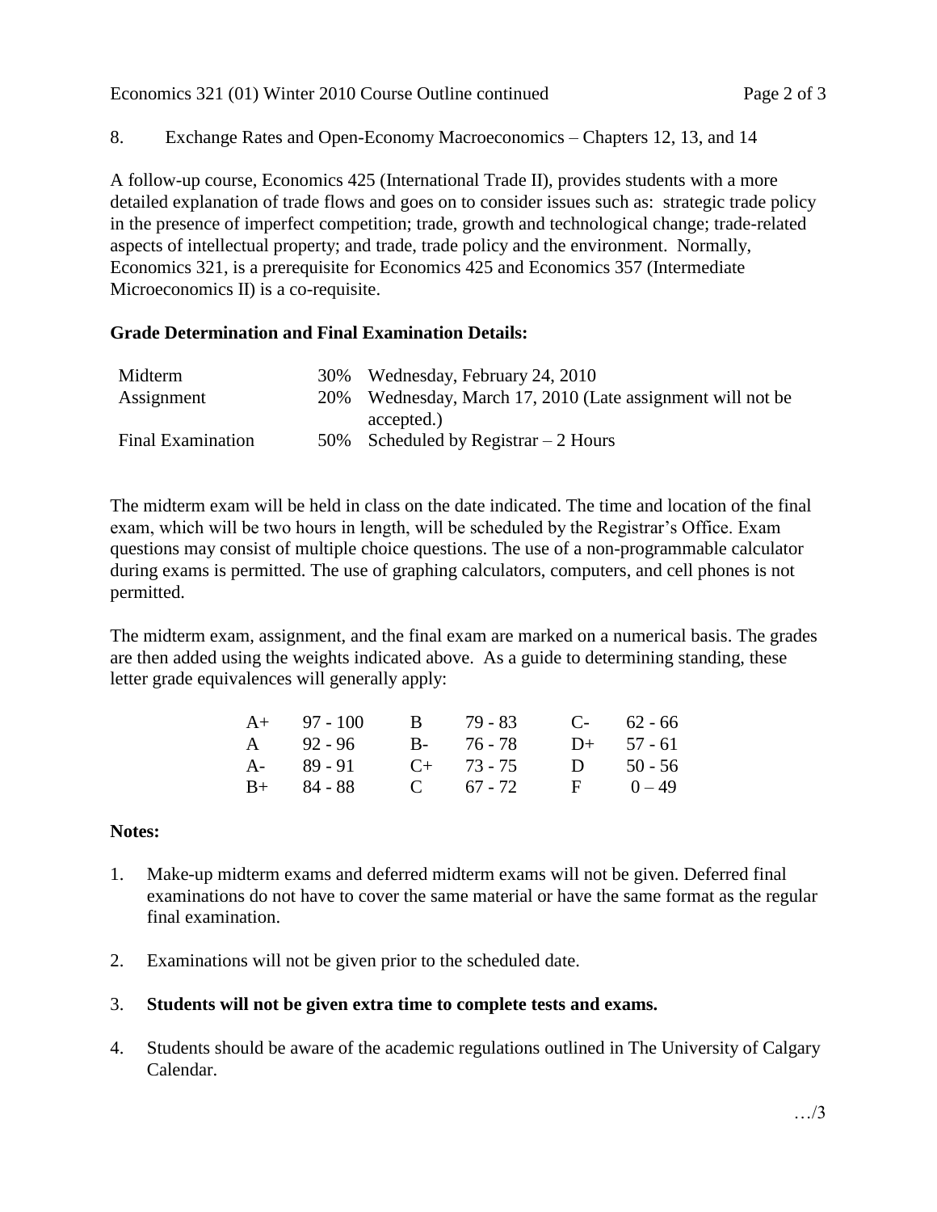8. Exchange Rates and Open-Economy Macroeconomics – Chapters 12, 13, and 14

A follow-up course, Economics 425 (International Trade II), provides students with a more detailed explanation of trade flows and goes on to consider issues such as: strategic trade policy in the presence of imperfect competition; trade, growth and technological change; trade-related aspects of intellectual property; and trade, trade policy and the environment. Normally, Economics 321, is a prerequisite for Economics 425 and Economics 357 (Intermediate Microeconomics II) is a co-requisite.

**Grade Determination and Final Examination Details:**

| | | |
|---|---|---|
| Midterm | 30% | Wednesday, February 24, 2010 |
| Assignment | 20% | Wednesday, March 17, 2010 (Late assignment will not be accepted.) |
| Final Examination | 50% | Scheduled by Registrar – 2 Hours |

The midterm exam will be held in class on the date indicated. The time and location of the final exam, which will be two hours in length, will be scheduled by the Registrar's Office. Exam questions may consist of multiple choice questions. The use of a non-programmable calculator during exams is permitted. The use of graphing calculators, computers, and cell phones is not permitted.

The midterm exam, assignment, and the final exam are marked on a numerical basis. The grades are then added using the weights indicated above. As a guide to determining standing, these letter grade equivalences will generally apply:

| | | | | | |
|---|---|---|---|---|---|
| A+ | 97 - 100 | B | 79 - 83 | C- | 62 - 66 |
| A | 92 - 96 | B- | 76 - 78 | D+ | 57 - 61 |
| A- | 89 - 91 | C+ | 73 - 75 | D | 50 - 56 |
| B+ | 84 - 88 | C | 67 - 72 | F | 0 – 49 |

**Notes:**

1. Make-up midterm exams and deferred midterm exams will not be given. Deferred final examinations do not have to cover the same material or have the same format as the regular final examination.

2. Examinations will not be given prior to the scheduled date.

3. **Students will not be given extra time to complete tests and exams.**

4. Students should be aware of the academic regulations outlined in The University of Calgary Calendar.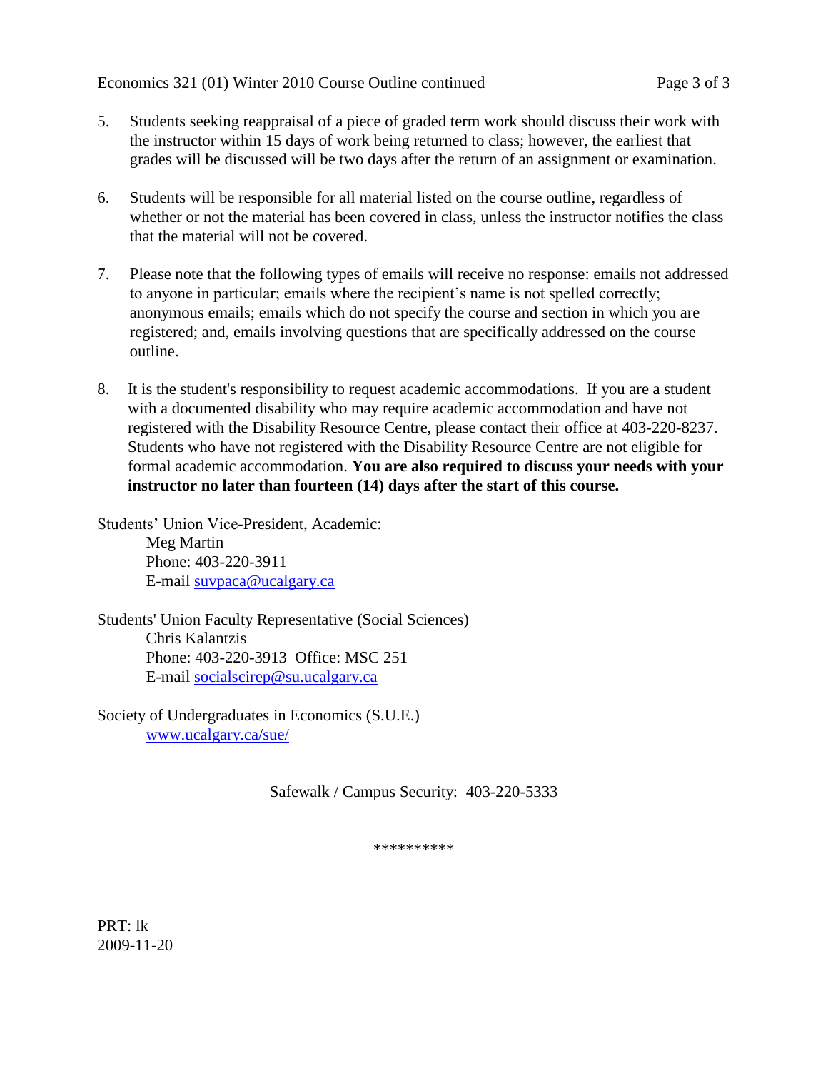5. Students seeking reappraisal of a piece of graded term work should discuss their work with the instructor within 15 days of work being returned to class; however, the earliest that grades will be discussed will be two days after the return of an assignment or examination.

6. Students will be responsible for all material listed on the course outline, regardless of whether or not the material has been covered in class, unless the instructor notifies the class that the material will not be covered.

7. Please note that the following types of emails will receive no response: emails not addressed to anyone in particular; emails where the recipient's name is not spelled correctly; anonymous emails; emails which do not specify the course and section in which you are registered; and, emails involving questions that are specifically addressed on the course outline.

8. It is the student's responsibility to request academic accommodations. If you are a student with a documented disability who may require academic accommodation and have not registered with the Disability Resource Centre, please contact their office at 403-220-8237. Students who have not registered with the Disability Resource Centre are not eligible for formal academic accommodation. **You are also required to discuss your needs with your instructor no later than fourteen (14) days after the start of this course.**

Students' Union Vice-President, Academic:
Meg Martin
Phone: 403-220-3911
E-mail suvpaca@ucalgary.ca

Students' Union Faculty Representative (Social Sciences)
Chris Kalantzis
Phone: 403-220-3913 Office: MSC 251
E-mail socialscirep@su.ucalgary.ca

Society of Undergraduates in Economics (S.U.E.)
www.ucalgary.ca/sue/

Safewalk / Campus Security: 403-220-5333

**********

PRT: lk
2009-11-20